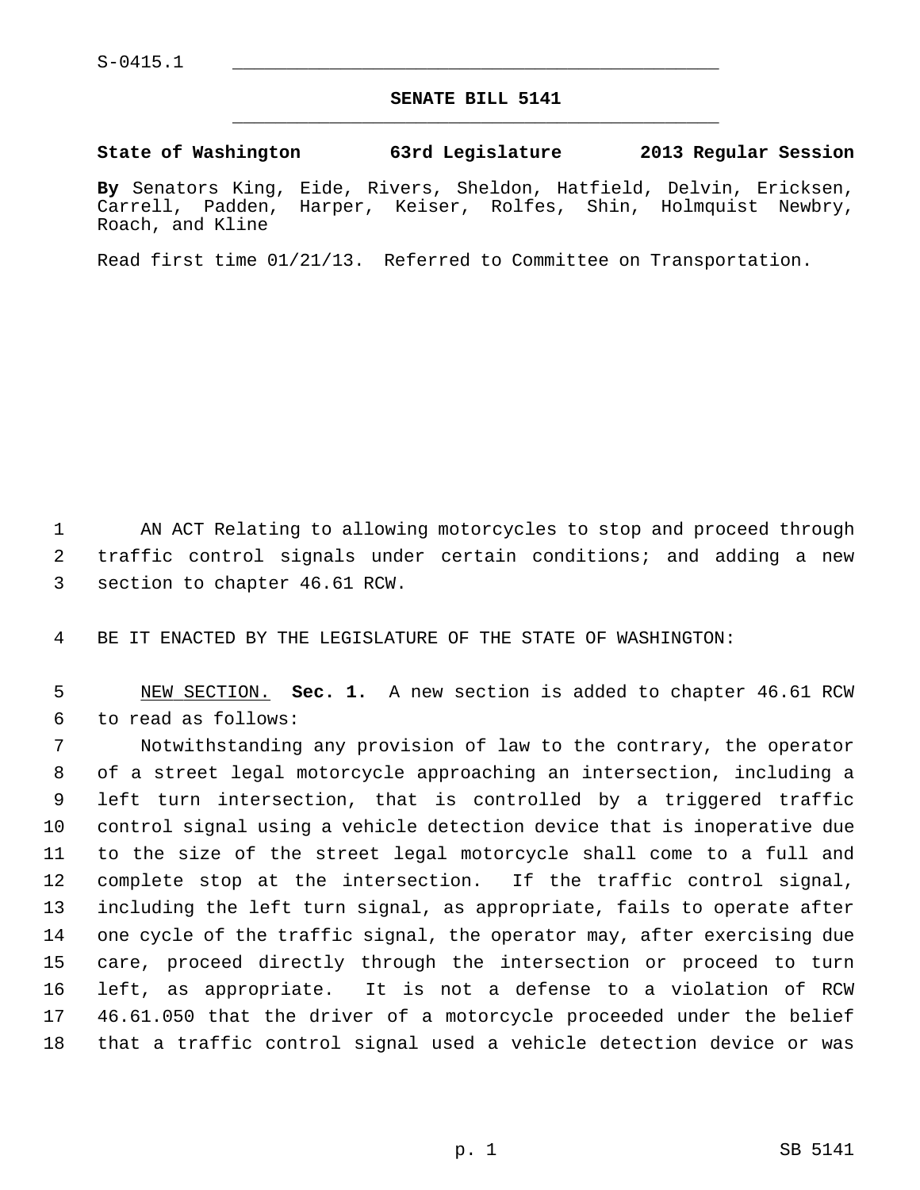S-0415.1

# SENATE BILL 5141

**State of Washington 63rd Legislature 2013 Regular Session**

**By** Senators King, Eide, Rivers, Sheldon, Hatfield, Delvin, Ericksen, Carrell, Padden, Harper, Keiser, Rolfes, Shin, Holmquist Newbry, Roach, and Kline

Read first time 01/21/13. Referred to Committee on Transportation.

1 AN ACT Relating to allowing motorcycles to stop and proceed through
2 traffic control signals under certain conditions; and adding a new
3 section to chapter 46.61 RCW.

4 BE IT ENACTED BY THE LEGISLATURE OF THE STATE OF WASHINGTON:

5 NEW SECTION. **Sec. 1.** A new section is added to chapter 46.61 RCW
6 to read as follows:

7 Notwithstanding any provision of law to the contrary, the operator
8 of a street legal motorcycle approaching an intersection, including a
9 left turn intersection, that is controlled by a triggered traffic
10 control signal using a vehicle detection device that is inoperative due
11 to the size of the street legal motorcycle shall come to a full and
12 complete stop at the intersection. If the traffic control signal,
13 including the left turn signal, as appropriate, fails to operate after
14 one cycle of the traffic signal, the operator may, after exercising due
15 care, proceed directly through the intersection or proceed to turn
16 left, as appropriate. It is not a defense to a violation of RCW
17 46.61.050 that the driver of a motorcycle proceeded under the belief
18 that a traffic control signal used a vehicle detection device or was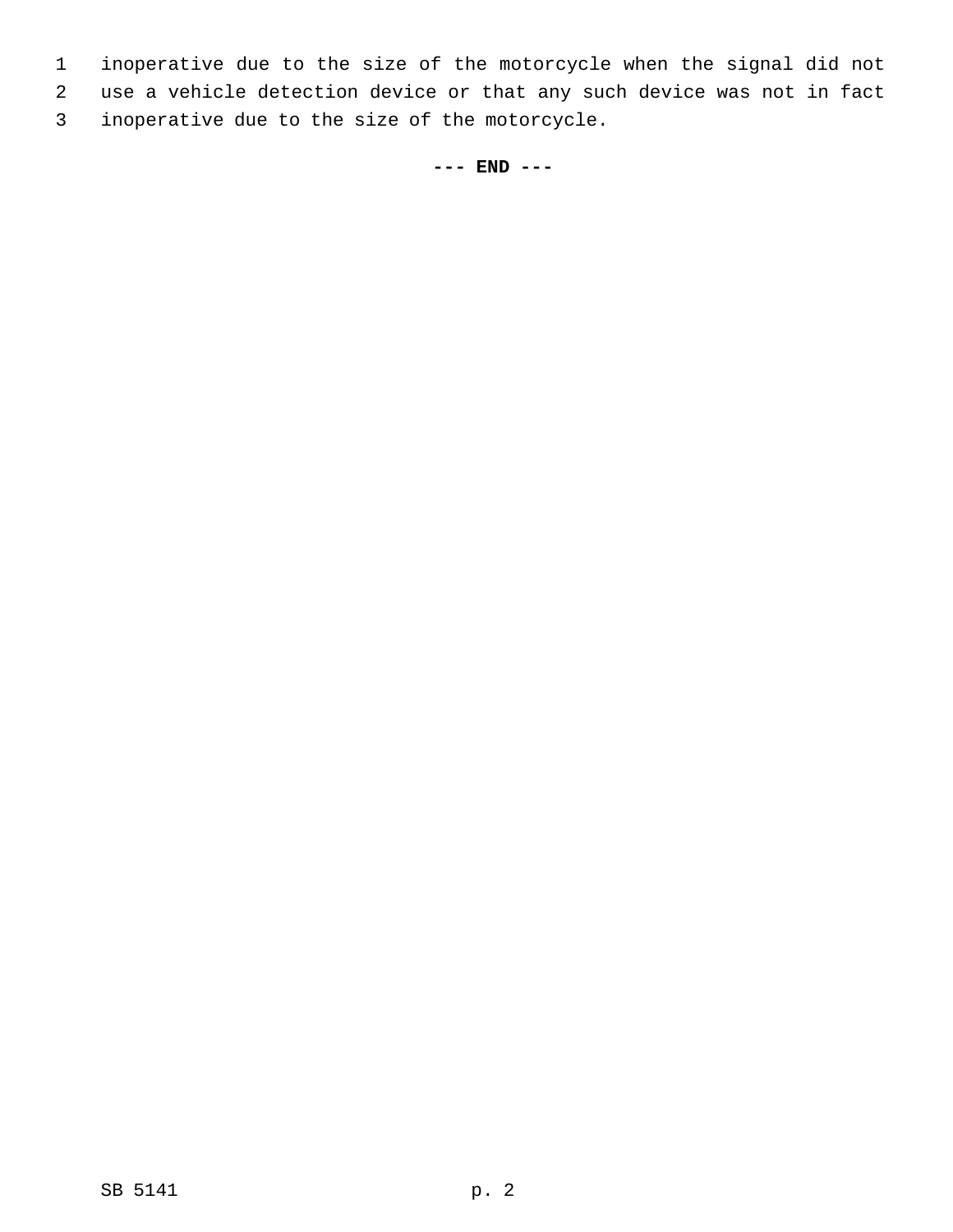inoperative due to the size of the motorcycle when the signal did not use a vehicle detection device or that any such device was not in fact inoperative due to the size of the motorcycle.

**--- END ---**